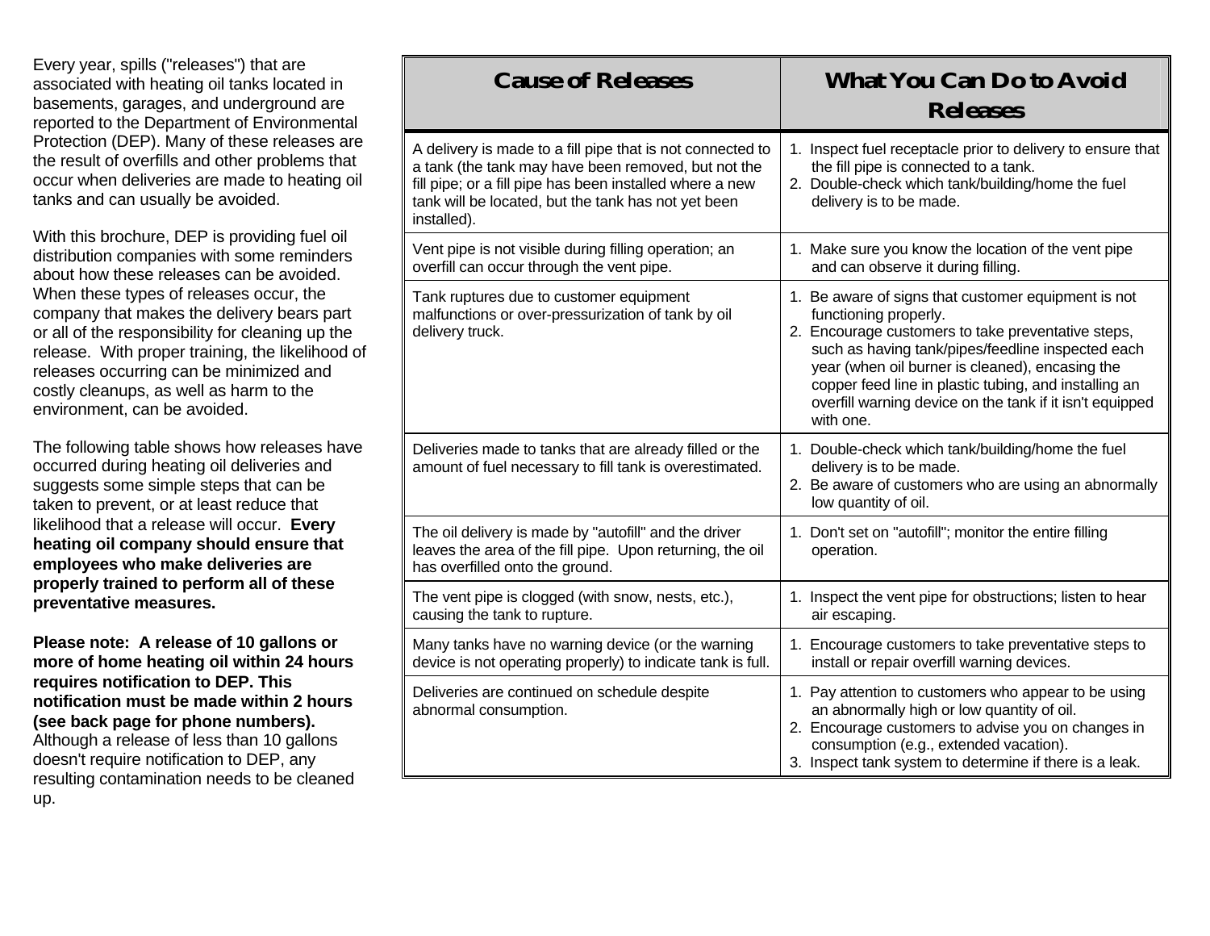Every year, spills ("releases") that are associated with heating oil tanks located in basements, garages, and underground are reported to the Department of Environmental Protection (DEP). Many of these releases are the result of overfills and other problems that occur when deliveries are made to heating oil tanks and can usually be avoided.

With this brochure, DEP is providing fuel oil distribution companies with some reminders about how these releases can be avoided. When these types of releases occur, the company that makes the delivery bears part or all of the responsibility for cleaning up the release. With proper training, the likelihood of releases occurring can be minimized and costly cleanups, as well as harm to the environment, can be avoided.

The following table shows how releases have occurred during heating oil deliveries and suggests some simple steps that can be taken to prevent, or at least reduce that likelihood that a release will occur. **Every heating oil company should ensure that employees who make deliveries are properly trained to perform all of these preventative measures.**

**Please note: A release of 10 gallons or more of home heating oil within 24 hours requires notification to DEP. This notification must be made within 2 hours (see back page for phone numbers).** Although a release of less than 10 gallons doesn't require notification to DEP, any resulting contamination needs to be cleaned up.

| Cause of Releases | What You Can Do to Avoid Releases |
|---|---|
| A delivery is made to a fill pipe that is not connected to a tank (the tank may have been removed, but not the fill pipe; or a fill pipe has been installed where a new tank will be located, but the tank has not yet been installed). | 1. Inspect fuel receptacle prior to delivery to ensure that the fill pipe is connected to a tank.<br>2. Double-check which tank/building/home the fuel delivery is to be made. |
| Vent pipe is not visible during filling operation; an overfill can occur through the vent pipe. | 1. Make sure you know the location of the vent pipe and can observe it during filling. |
| Tank ruptures due to customer equipment malfunctions or over-pressurization of tank by oil delivery truck. | 1. Be aware of signs that customer equipment is not functioning properly.<br>2. Encourage customers to take preventative steps, such as having tank/pipes/feedline inspected each year (when oil burner is cleaned), encasing the copper feed line in plastic tubing, and installing an overfill warning device on the tank if it isn't equipped with one. |
| Deliveries made to tanks that are already filled or the amount of fuel necessary to fill tank is overestimated. | 1. Double-check which tank/building/home the fuel delivery is to be made.<br>2. Be aware of customers who are using an abnormally low quantity of oil. |
| The oil delivery is made by "autofill" and the driver leaves the area of the fill pipe. Upon returning, the oil has overfilled onto the ground. | 1. Don't set on "autofill"; monitor the entire filling operation. |
| The vent pipe is clogged (with snow, nests, etc.), causing the tank to rupture. | 1. Inspect the vent pipe for obstructions; listen to hear air escaping. |
| Many tanks have no warning device (or the warning device is not operating properly) to indicate tank is full. | 1. Encourage customers to take preventative steps to install or repair overfill warning devices. |
| Deliveries are continued on schedule despite abnormal consumption. | 1. Pay attention to customers who appear to be using an abnormally high or low quantity of oil.<br>2. Encourage customers to advise you on changes in consumption (e.g., extended vacation).<br>3. Inspect tank system to determine if there is a leak. |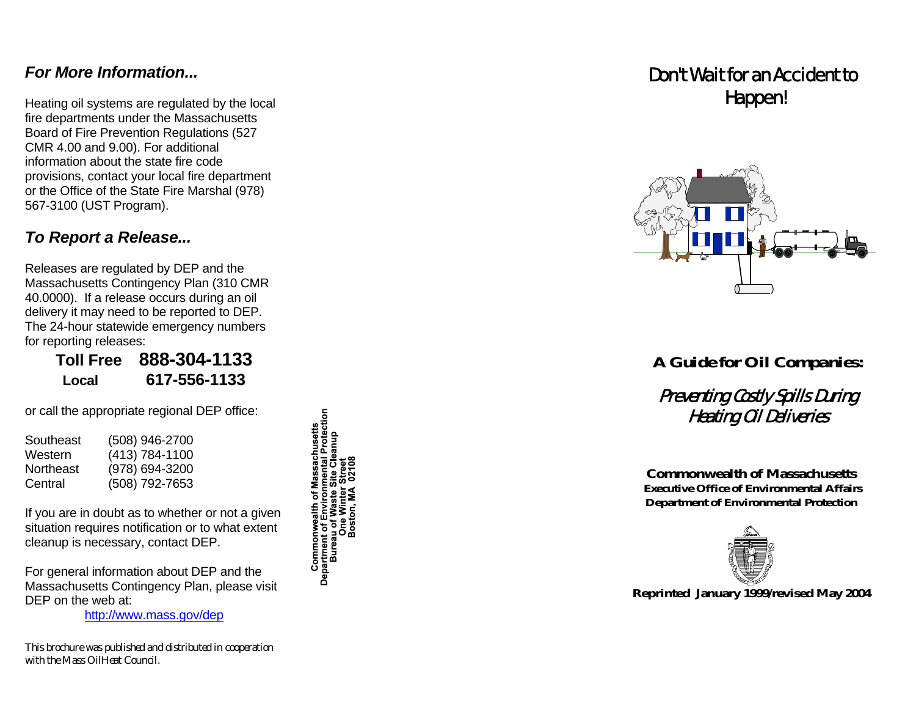## *For More Information...*

Heating oil systems are regulated by the local fire departments under the Massachusetts Board of Fire Prevention Regulations (527 CMR 4.00 and 9.00). For additional information about the state fire code provisions, contact your local fire department or the Office of the State Fire Marshal (978) 567-3100 (UST Program).

## *To Report a Release...*

Releases are regulated by DEP and the Massachusetts Contingency Plan (310 CMR 40.0000). If a release occurs during an oil delivery it may need to be reported to DEP. The 24-hour statewide emergency numbers for reporting releases:

**Toll Free 888-304-1133**
**Local 617-556-1133**

or call the appropriate regional DEP office:

| | |
|---|---|
| Southeast | (508) 946-2700 |
| Western | (413) 784-1100 |
| Northeast | (978) 694-3200 |
| Central | (508) 792-7653 |

If you are in doubt as to whether or not a given situation requires notification or to what extent cleanup is necessary, contact DEP.

For general information about DEP and the Massachusetts Contingency Plan, please visit DEP on the web at:

http://www.mass.gov/dep

This brochure was published and distributed in cooperation with the Mass OilHeat Council.

**Commonwealth of Massachusetts**
**Department of Environmental Protection**
**Bureau of Waste Site Cleanup**
**One Winter Street**
**Boston, MA 02108**

# Don't Wait for an Accident to Happen!

**A Guide for Oil Companies:**

*Preventing Costly Spills During Heating Oil Deliveries*

**Commonwealth of Massachusetts**
**Executive Office of Environmental Affairs**
**Department of Environmental Protection**

**Reprinted January 1999/revised May 2004**